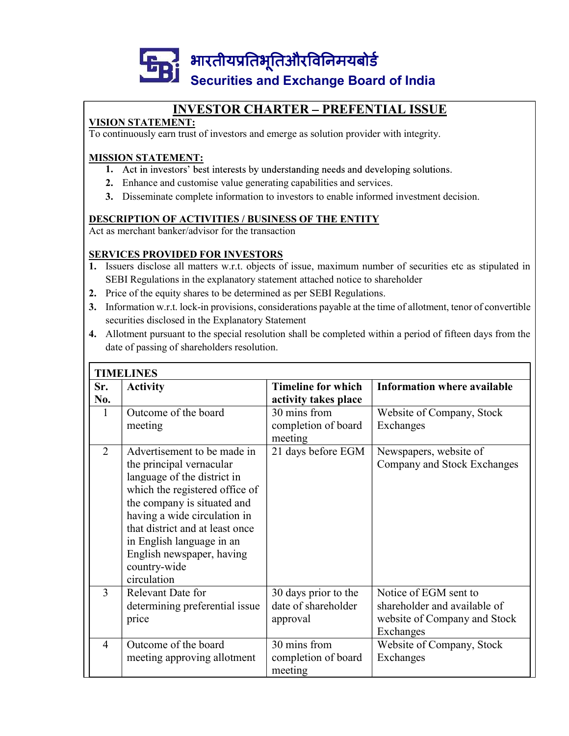# भारतीयप्रतिभूतिऔरविनिमयबोर्ड
# Securities and Exchange Board of India

## INVESTOR CHARTER – PREFENTIAL ISSUE

**VISION STATEMENT:**

To continuously earn trust of investors and emerge as solution provider with integrity.

**MISSION STATEMENT:**

1. Act in investors' best interests by understanding needs and developing solutions.
2. Enhance and customise value generating capabilities and services.
3. Disseminate complete information to investors to enable informed investment decision.

**DESCRIPTION OF ACTIVITIES / BUSINESS OF THE ENTITY**

Act as merchant banker/advisor for the transaction

**SERVICES PROVIDED FOR INVESTORS**

1. Issuers disclose all matters w.r.t. objects of issue, maximum number of securities etc as stipulated in SEBI Regulations in the explanatory statement attached notice to shareholder
2. Price of the equity shares to be determined as per SEBI Regulations.
3. Information w.r.t. lock-in provisions, considerations payable at the time of allotment, tenor of convertible securities disclosed in the Explanatory Statement
4. Allotment pursuant to the special resolution shall be completed within a period of fifteen days from the date of passing of shareholders resolution.

**TIMELINES**

| Sr. No. | Activity | Timeline for which activity takes place | Information where available |
|---|---|---|---|
| 1 | Outcome of the board meeting | 30 mins from completion of board meeting | Website of Company, Stock Exchanges |
| 2 | Advertisement to be made in the principal vernacular language of the district in which the registered office of the company is situated and having a wide circulation in that district and at least once in English language in an English newspaper, having country-wide circulation | 21 days before EGM | Newspapers, website of Company and Stock Exchanges |
| 3 | Relevant Date for determining preferential issue price | 30 days prior to the date of shareholder approval | Notice of EGM sent to shareholder and available of website of Company and Stock Exchanges |
| 4 | Outcome of the board meeting approving allotment | 30 mins from completion of board meeting | Website of Company, Stock Exchanges |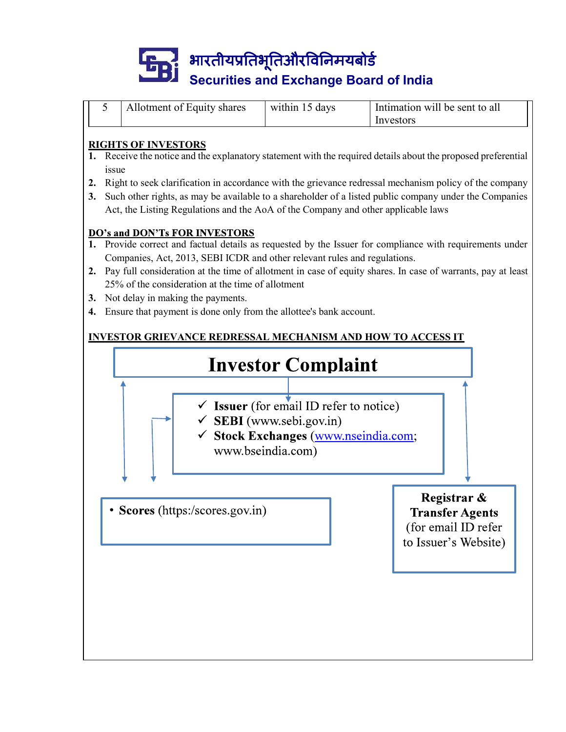| 5 | Allotment of Equity shares | within 15 days | Intimation will be sent to all Investors |
|---|---|---|---|

**RIGHTS OF INVESTORS**

1. Receive the notice and the explanatory statement with the required details about the proposed preferential issue
2. Right to seek clarification in accordance with the grievance redressal mechanism policy of the company
3. Such other rights, as may be available to a shareholder of a listed public company under the Companies Act, the Listing Regulations and the AoA of the Company and other applicable laws

**DO's and DON'Ts FOR INVESTORS**

1. Provide correct and factual details as requested by the Issuer for compliance with requirements under Companies, Act, 2013, SEBI ICDR and other relevant rules and regulations.
2. Pay full consideration at the time of allotment in case of equity shares. In case of warrants, pay at least 25% of the consideration at the time of allotment
3. Not delay in making the payments.
4. Ensure that payment is done only from the allottee's bank account.

**INVESTOR GRIEVANCE REDRESSAL MECHANISM AND HOW TO ACCESS IT**

**Investor Complaint**

- ✓ **Issuer** (for email ID refer to notice)
- ✓ **SEBI** (www.sebi.gov.in)
- ✓ **Stock Exchanges** (www.nseindia.com; www.bseindia.com)

- **Scores** (https:/scores.gov.in)

**Registrar & Transfer Agents** (for email ID refer to Issuer's Website)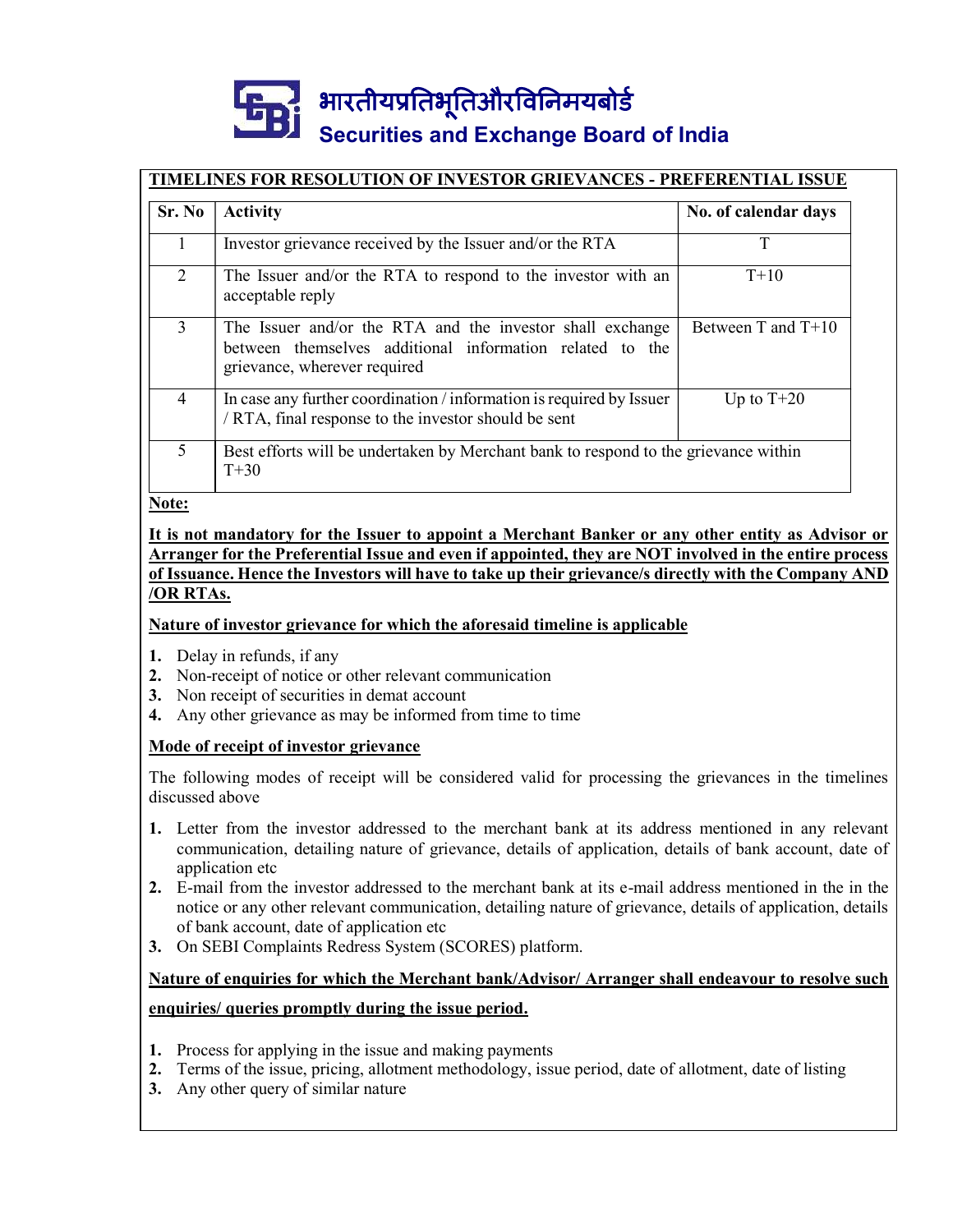भारतीयप्रतिभूतिऔरविनिमयबोर्ड
Securities and Exchange Board of India

## TIMELINES FOR RESOLUTION OF INVESTOR GRIEVANCES - PREFERENTIAL ISSUE

| Sr. No | Activity | No. of calendar days |
|---|---|---|
| 1 | Investor grievance received by the Issuer and/or the RTA | T |
| 2 | The Issuer and/or the RTA to respond to the investor with an acceptable reply | T+10 |
| 3 | The Issuer and/or the RTA and the investor shall exchange between themselves additional information related to the grievance, wherever required | Between T and T+10 |
| 4 | In case any further coordination / information is required by Issuer / RTA, final response to the investor should be sent | Up to T+20 |
| 5 | Best efforts will be undertaken by Merchant bank to respond to the grievance within T+30 | |

**Note:**

**It is not mandatory for the Issuer to appoint a Merchant Banker or any other entity as Advisor or Arranger for the Preferential Issue and even if appointed, they are NOT involved in the entire process of Issuance. Hence the Investors will have to take up their grievance/s directly with the Company AND /OR RTAs.**

**Nature of investor grievance for which the aforesaid timeline is applicable**

1. Delay in refunds, if any
2. Non-receipt of notice or other relevant communication
3. Non receipt of securities in demat account
4. Any other grievance as may be informed from time to time

**Mode of receipt of investor grievance**

The following modes of receipt will be considered valid for processing the grievances in the timelines discussed above

1. Letter from the investor addressed to the merchant bank at its address mentioned in any relevant communication, detailing nature of grievance, details of application, details of bank account, date of application etc
2. E-mail from the investor addressed to the merchant bank at its e-mail address mentioned in the in the notice or any other relevant communication, detailing nature of grievance, details of application, details of bank account, date of application etc
3. On SEBI Complaints Redress System (SCORES) platform.

**Nature of enquiries for which the Merchant bank/Advisor/ Arranger shall endeavour to resolve such enquiries/ queries promptly during the issue period.**

1. Process for applying in the issue and making payments
2. Terms of the issue, pricing, allotment methodology, issue period, date of allotment, date of listing
3. Any other query of similar nature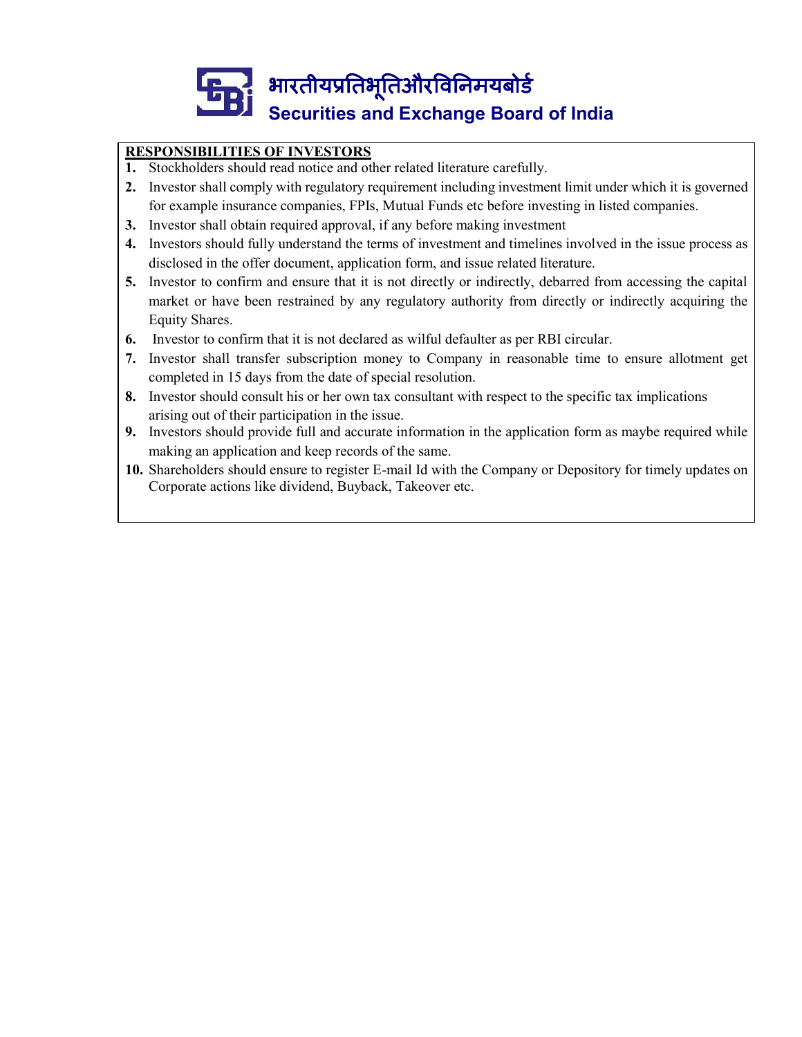भारतीयप्रतिभूतिऔरविनिमयबोर्ड
**Securities and Exchange Board of India**

**RESPONSIBILITIES OF INVESTORS**

1. Stockholders should read notice and other related literature carefully.
2. Investor shall comply with regulatory requirement including investment limit under which it is governed for example insurance companies, FPIs, Mutual Funds etc before investing in listed companies.
3. Investor shall obtain required approval, if any before making investment
4. Investors should fully understand the terms of investment and timelines involved in the issue process as disclosed in the offer document, application form, and issue related literature.
5. Investor to confirm and ensure that it is not directly or indirectly, debarred from accessing the capital market or have been restrained by any regulatory authority from directly or indirectly acquiring the Equity Shares.
6. Investor to confirm that it is not declared as wilful defaulter as per RBI circular.
7. Investor shall transfer subscription money to Company in reasonable time to ensure allotment get completed in 15 days from the date of special resolution.
8. Investor should consult his or her own tax consultant with respect to the specific tax implications arising out of their participation in the issue.
9. Investors should provide full and accurate information in the application form as maybe required while making an application and keep records of the same.
10. Shareholders should ensure to register E-mail Id with the Company or Depository for timely updates on Corporate actions like dividend, Buyback, Takeover etc.